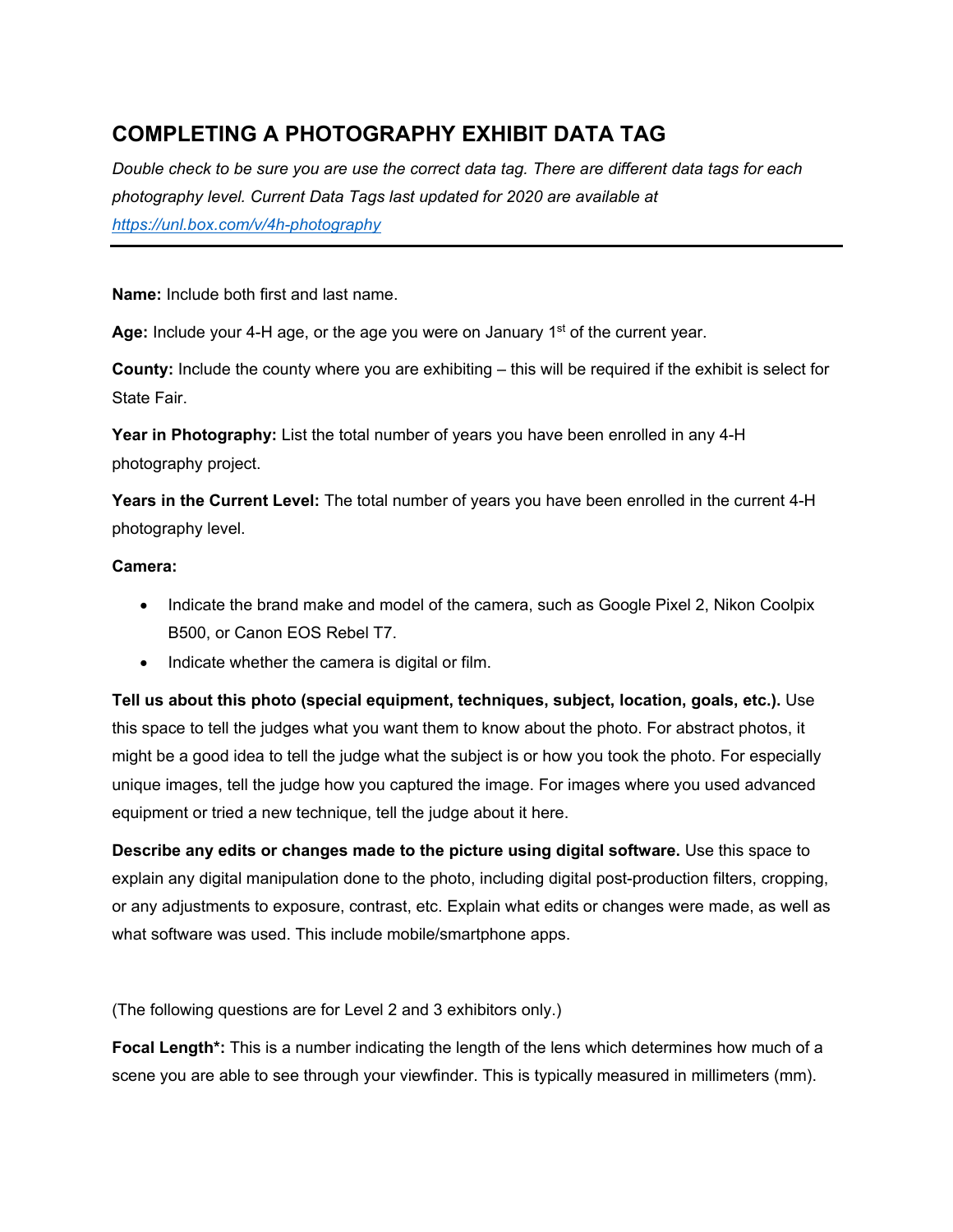# COMPLETING A PHOTOGRAPHY EXHIBIT DATA TAG

*Double check to be sure you are use the correct data tag. There are different data tags for each photography level. Current Data Tags last updated for 2020 are available at [https://unl.box.com/v/4h-photography](https://unl.box.com/v/4h-photography)*

---

**Name:** Include both first and last name.

**Age:** Include your 4-H age, or the age you were on January 1st of the current year.

**County:** Include the county where you are exhibiting – this will be required if the exhibit is select for State Fair.

**Year in Photography:** List the total number of years you have been enrolled in any 4-H photography project.

**Years in the Current Level:** The total number of years you have been enrolled in the current 4-H photography level.

**Camera:**

- Indicate the brand make and model of the camera, such as Google Pixel 2, Nikon Coolpix B500, or Canon EOS Rebel T7.
- Indicate whether the camera is digital or film.

**Tell us about this photo (special equipment, techniques, subject, location, goals, etc.).** Use this space to tell the judges what you want them to know about the photo. For abstract photos, it might be a good idea to tell the judge what the subject is or how you took the photo. For especially unique images, tell the judge how you captured the image. For images where you used advanced equipment or tried a new technique, tell the judge about it here.

**Describe any edits or changes made to the picture using digital software.** Use this space to explain any digital manipulation done to the photo, including digital post-production filters, cropping, or any adjustments to exposure, contrast, etc. Explain what edits or changes were made, as well as what software was used. This include mobile/smartphone apps.

(The following questions are for Level 2 and 3 exhibitors only.)

**Focal Length*:** This is a number indicating the length of the lens which determines how much of a scene you are able to see through your viewfinder. This is typically measured in millimeters (mm).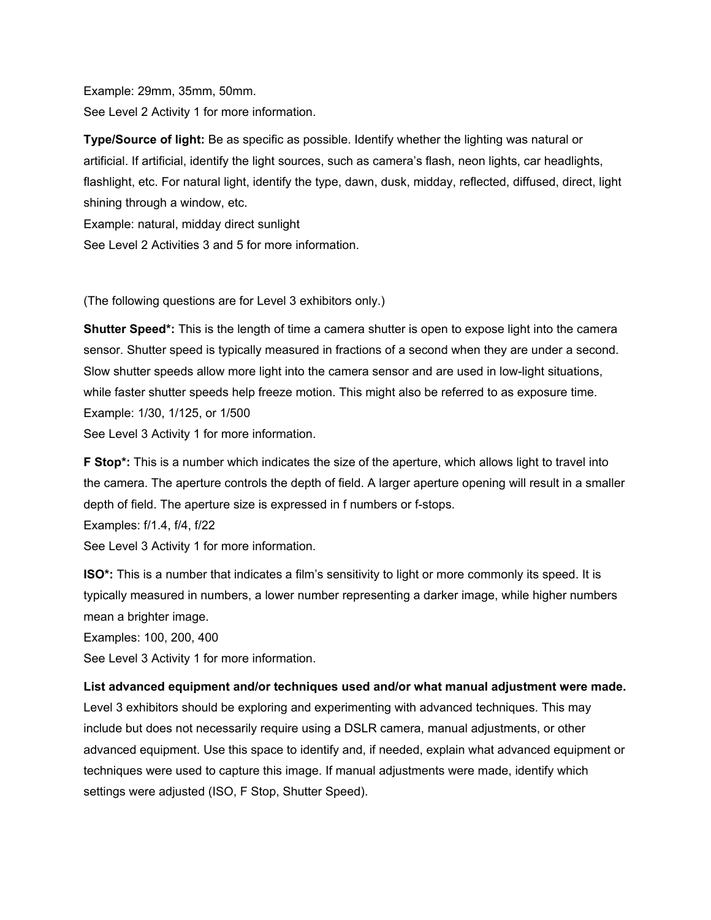Example: 29mm, 35mm, 50mm.
See Level 2 Activity 1 for more information.

**Type/Source of light:** Be as specific as possible. Identify whether the lighting was natural or artificial. If artificial, identify the light sources, such as camera's flash, neon lights, car headlights, flashlight, etc. For natural light, identify the type, dawn, dusk, midday, reflected, diffused, direct, light shining through a window, etc.
Example: natural, midday direct sunlight
See Level 2 Activities 3 and 5 for more information.

(The following questions are for Level 3 exhibitors only.)

**Shutter Speed*:** This is the length of time a camera shutter is open to expose light into the camera sensor. Shutter speed is typically measured in fractions of a second when they are under a second. Slow shutter speeds allow more light into the camera sensor and are used in low-light situations, while faster shutter speeds help freeze motion. This might also be referred to as exposure time.
Example: 1/30, 1/125, or 1/500
See Level 3 Activity 1 for more information.

**F Stop*:** This is a number which indicates the size of the aperture, which allows light to travel into the camera. The aperture controls the depth of field. A larger aperture opening will result in a smaller depth of field. The aperture size is expressed in f numbers or f-stops.
Examples: f/1.4, f/4, f/22
See Level 3 Activity 1 for more information.

**ISO*:** This is a number that indicates a film's sensitivity to light or more commonly its speed. It is typically measured in numbers, a lower number representing a darker image, while higher numbers mean a brighter image.
Examples: 100, 200, 400
See Level 3 Activity 1 for more information.

**List advanced equipment and/or techniques used and/or what manual adjustment were made.** Level 3 exhibitors should be exploring and experimenting with advanced techniques. This may include but does not necessarily require using a DSLR camera, manual adjustments, or other advanced equipment. Use this space to identify and, if needed, explain what advanced equipment or techniques were used to capture this image. If manual adjustments were made, identify which settings were adjusted (ISO, F Stop, Shutter Speed).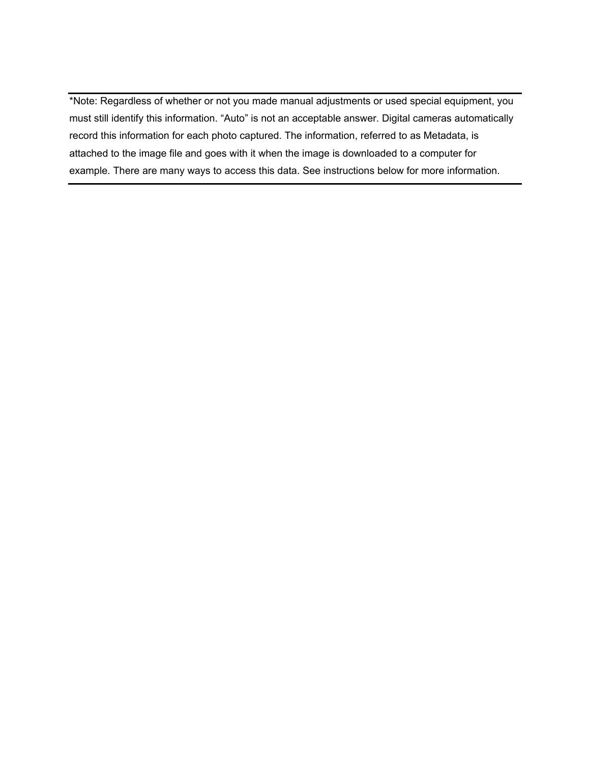*Note: Regardless of whether or not you made manual adjustments or used special equipment, you must still identify this information. “Auto” is not an acceptable answer. Digital cameras automatically record this information for each photo captured. The information, referred to as Metadata, is attached to the image file and goes with it when the image is downloaded to a computer for example. There are many ways to access this data. See instructions below for more information.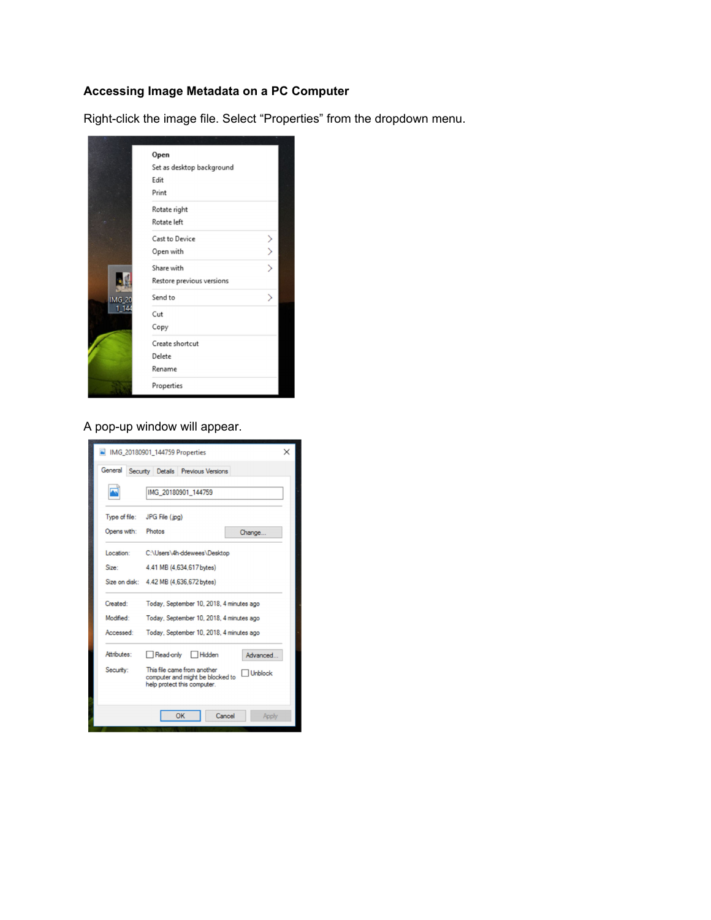**Accessing Image Metadata on a PC Computer**

Right-click the image file. Select “Properties” from the dropdown menu.

A pop-up window will appear.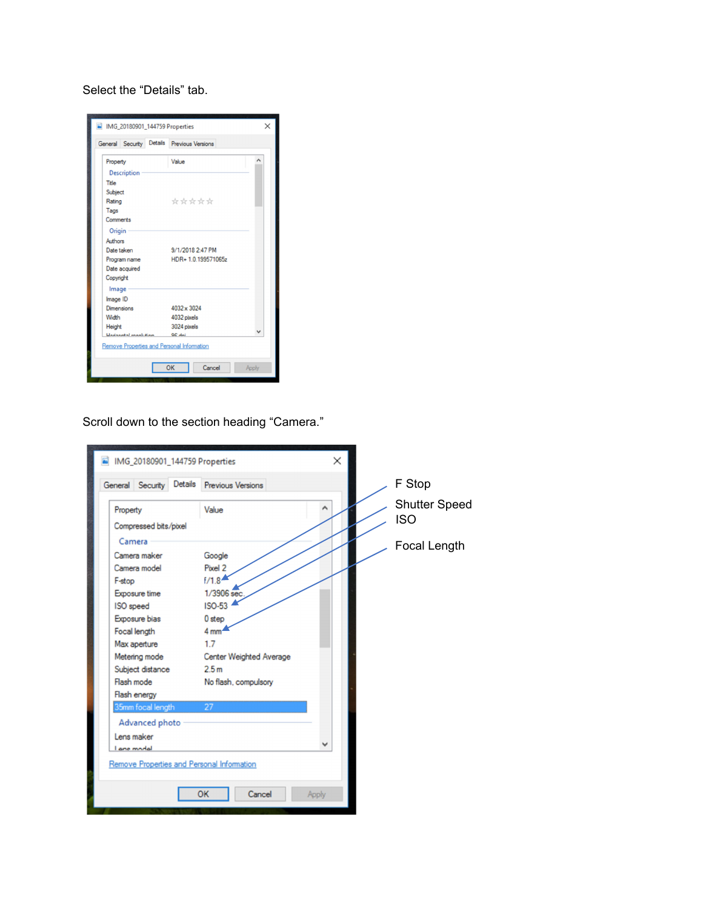Select the “Details” tab.

Scroll down to the section heading “Camera.”

F Stop

Shutter Speed

ISO

Focal Length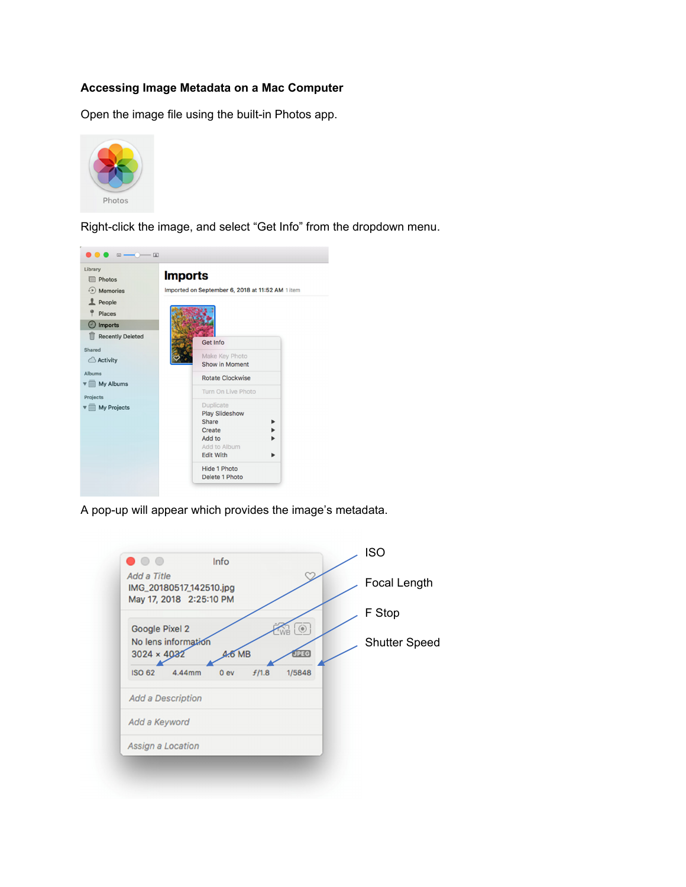**Accessing Image Metadata on a Mac Computer**

Open the image file using the built-in Photos app.

Right-click the image, and select “Get Info” from the dropdown menu.

A pop-up will appear which provides the image’s metadata.

ISO

Focal Length

F Stop

Shutter Speed